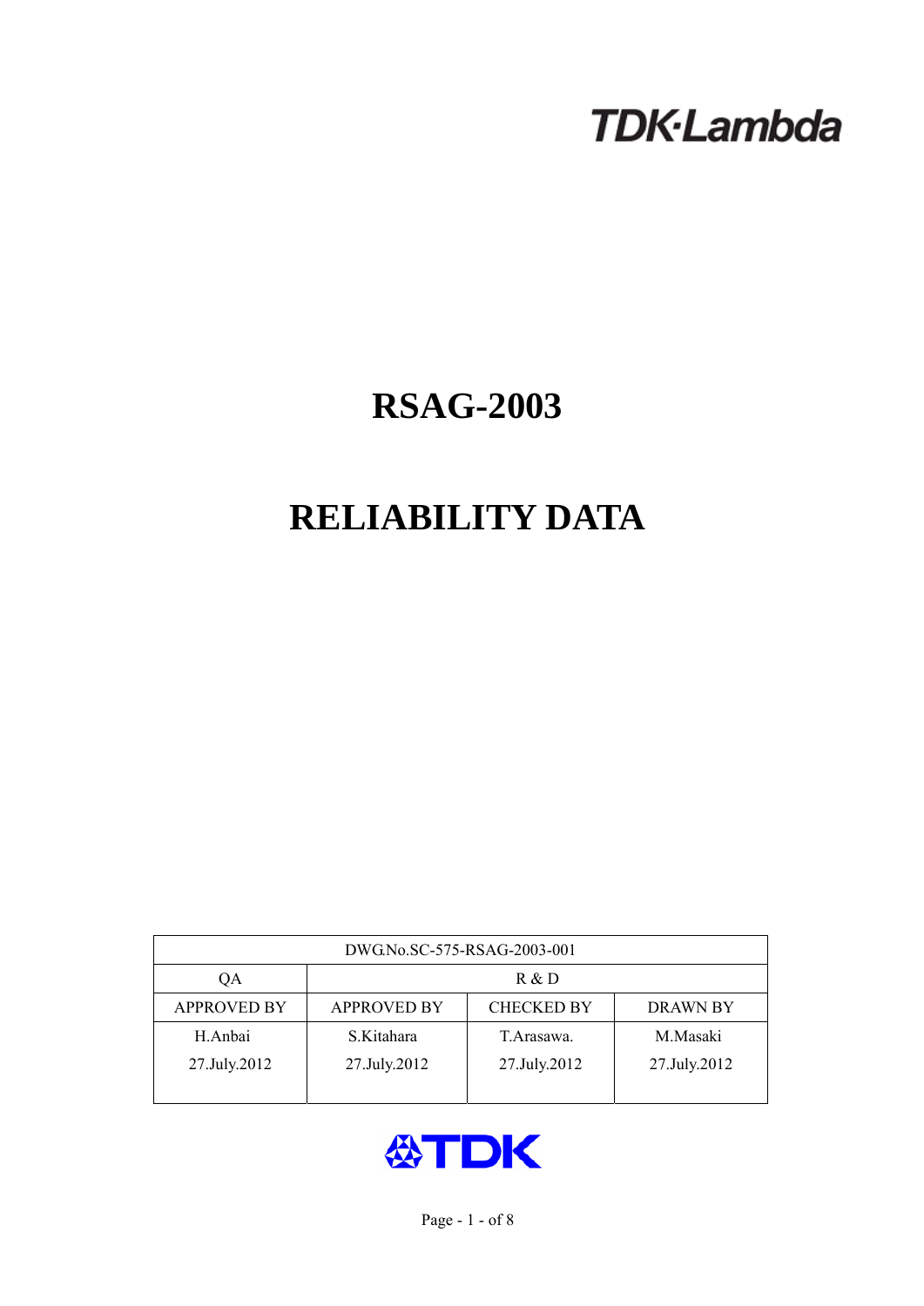TDK·Lambda

# RSAG-2003

# RELIABILITY DATA

| DWG.No.SC-575-RSAG-2003-001 | | | |
|---|---|---|---|
| QA | R & D | | |
| APPROVED BY | APPROVED BY | CHECKED BY | DRAWN BY |
| H.Anbai<br>27.July.2012 | S.Kitahara<br>27.July.2012 | T.Arasawa.<br>27.July.2012 | M.Masaki<br>27.July.2012 |

TDK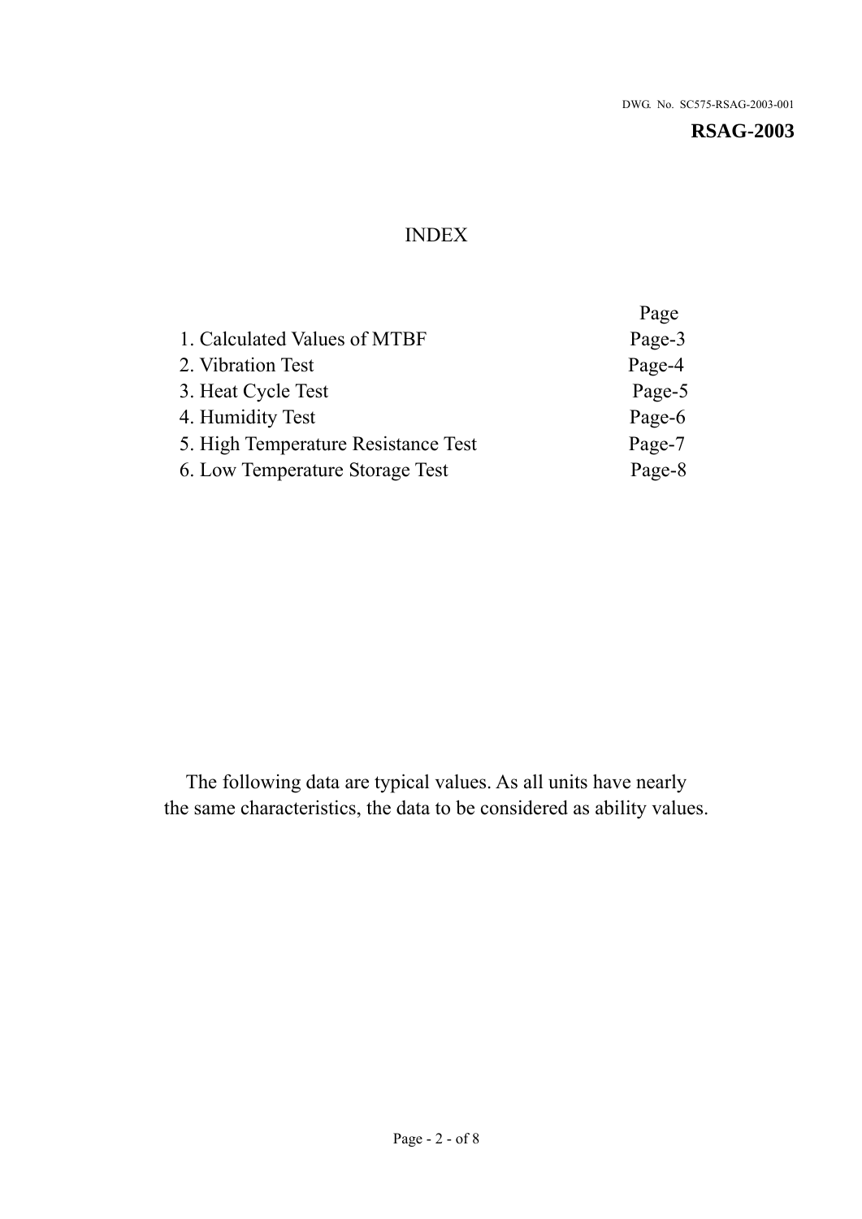DWG. No. SC575-RSAG-2003-001

**RSAG-2003**

# INDEX

| | Page |
|---|---|
| 1. Calculated Values of MTBF | Page-3 |
| 2. Vibration Test | Page-4 |
| 3. Heat Cycle Test | Page-5 |
| 4. Humidity Test | Page-6 |
| 5. High Temperature Resistance Test | Page-7 |
| 6. Low Temperature Storage Test | Page-8 |

The following data are typical values. As all units have nearly the same characteristics, the data to be considered as ability values.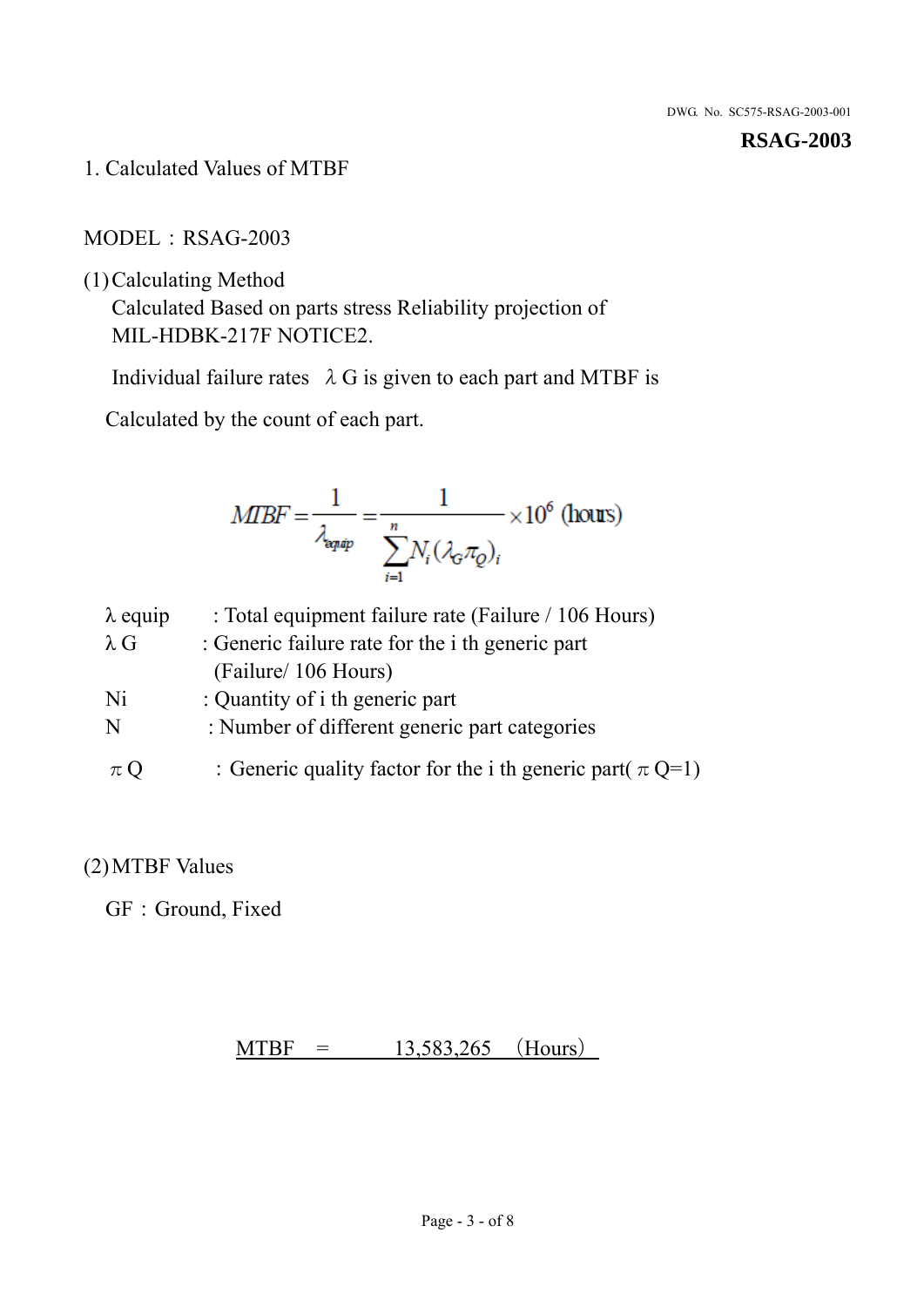RSAG-2003

1. Calculated Values of MTBF

MODEL：RSAG-2003

(1) Calculating Method

Calculated Based on parts stress Reliability projection of MIL-HDBK-217F NOTICE2.

Individual failure rates λG is given to each part and MTBF is

Calculated by the count of each part.

$$MTBF = \frac{1}{\lambda_{equip}} = \frac{1}{\sum_{i=1}^{n} N_i (\lambda_G \pi_Q)_i} \times 10^6 \text{ (hours)}$$

- $\lambda$ equip : Total equipment failure rate (Failure / 106 Hours)
- $\lambda$ G : Generic failure rate for the i th generic part (Failure/ 106 Hours)
- Ni : Quantity of i th generic part
- N : Number of different generic part categories
- $\pi$ Q ：Generic quality factor for the i th generic part( $\pi$ Q=1)

(2) MTBF Values

GF：Ground, Fixed

MTBF = 13,583,265 (Hours)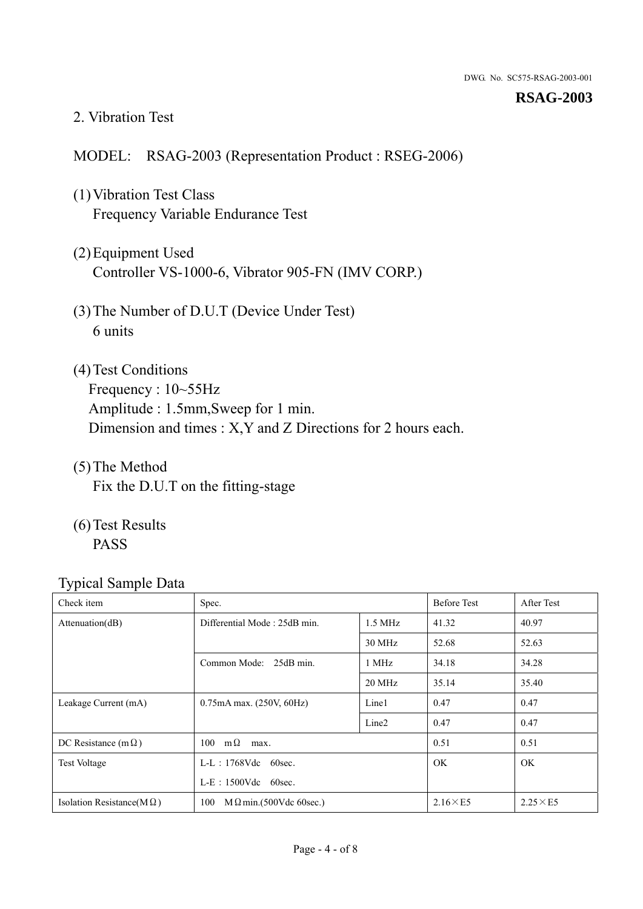DWG. No. SC575-RSAG-2003-001

**RSAG-2003**

## 2. Vibration Test

MODEL: RSAG-2003 (Representation Product : RSEG-2006)

(1) Vibration Test Class
Frequency Variable Endurance Test

(2) Equipment Used
Controller VS-1000-6, Vibrator 905-FN (IMV CORP.)

(3) The Number of D.U.T (Device Under Test)
6 units

(4) Test Conditions
Frequency : 10~55Hz
Amplitude : 1.5mm,Sweep for 1 min.
Dimension and times : X,Y and Z Directions for 2 hours each.

(5) The Method
Fix the D.U.T on the fitting-stage

(6) Test Results
PASS

Typical Sample Data

| Check item | Spec. | | Before Test | After Test |
|---|---|---|---|---|
| Attenuation(dB) | Differential Mode : 25dB min. | 1.5 MHz | 41.32 | 40.97 |
| | | 30 MHz | 52.68 | 52.63 |
| | Common Mode: 25dB min. | 1 MHz | 34.18 | 34.28 |
| | | 20 MHz | 35.14 | 35.40 |
| Leakage Current (mA) | 0.75mA max. (250V, 60Hz) | Line1 | 0.47 | 0.47 |
| | | Line2 | 0.47 | 0.47 |
| DC Resistance (mΩ) | 100 mΩ max. | | 0.51 | 0.51 |
| Test Voltage | L-L：1768Vdc 60sec.<br>L-E：1500Vdc 60sec. | | OK | OK |
| Isolation Resistance(MΩ) | 100 MΩmin.(500Vdc 60sec.) | | 2.16×E5 | 2.25×E5 |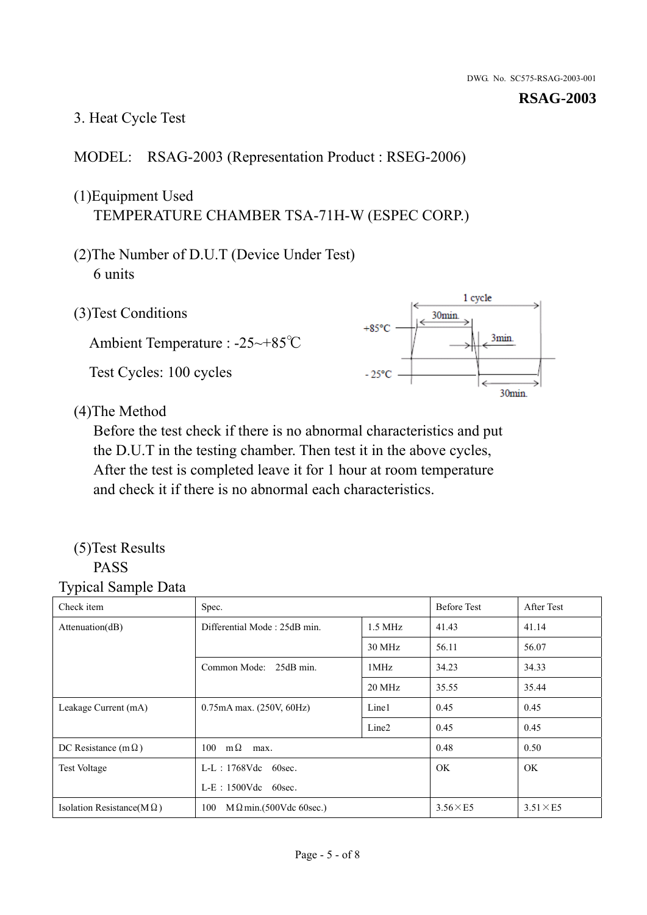**RSAG-2003**

3. Heat Cycle Test

MODEL: RSAG-2003 (Representation Product : RSEG-2006)

(1)Equipment Used
TEMPERATURE CHAMBER TSA-71H-W (ESPEC CORP.)

(2)The Number of D.U.T (Device Under Test)
6 units

(3)Test Conditions

Ambient Temperature : -25~+85℃

Test Cycles: 100 cycles

1 cycle
30min.
+85°C
3min.
- 25°C
30min.

(4)The Method
Before the test check if there is no abnormal characteristics and put the D.U.T in the testing chamber. Then test it in the above cycles, After the test is completed leave it for 1 hour at room temperature and check it if there is no abnormal each characteristics.

(5)Test Results
PASS

Typical Sample Data

| Check item | Spec. | | Before Test | After Test |
|---|---|---|---|---|
| Attenuation(dB) | Differential Mode : 25dB min. | 1.5 MHz | 41.43 | 41.14 |
| | | 30 MHz | 56.11 | 56.07 |
| | Common Mode: 25dB min. | 1MHz | 34.23 | 34.33 |
| | | 20 MHz | 35.55 | 35.44 |
| Leakage Current (mA) | 0.75mA max. (250V, 60Hz) | Line1 | 0.45 | 0.45 |
| | | Line2 | 0.45 | 0.45 |
| DC Resistance (mΩ) | 100 mΩ max. | | 0.48 | 0.50 |
| Test Voltage | L-L : 1768Vdc 60sec.<br>L-E : 1500Vdc 60sec. | | OK | OK |
| Isolation Resistance(MΩ) | 100 MΩmin.(500Vdc 60sec.) | | 3.56×E5 | 3.51×E5 |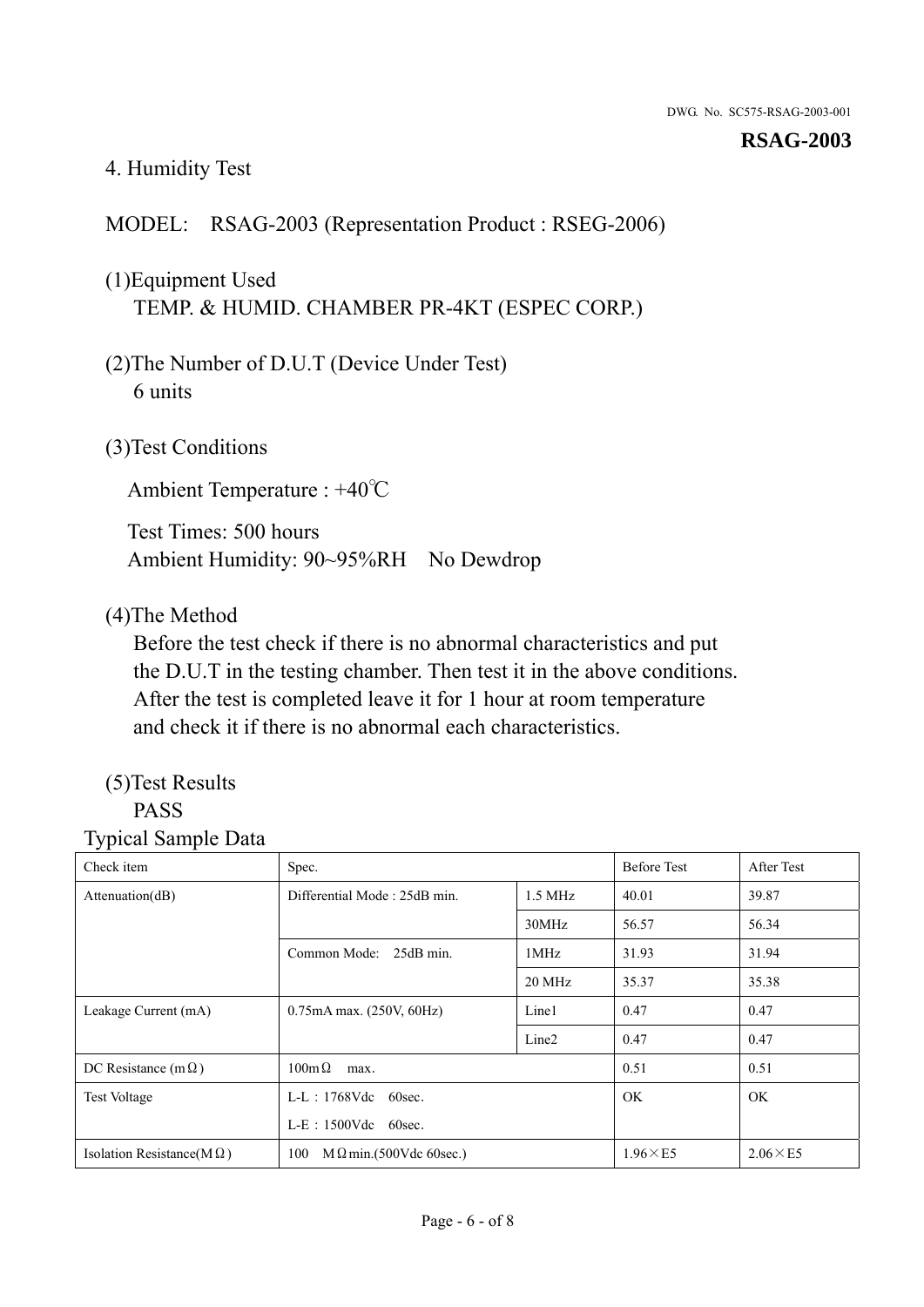## 4. Humidity Test

MODEL: RSAG-2003 (Representation Product : RSEG-2006)

(1)Equipment Used
TEMP. & HUMID. CHAMBER PR-4KT (ESPEC CORP.)

(2)The Number of D.U.T (Device Under Test)
6 units

(3)Test Conditions

Ambient Temperature : +40℃

Test Times: 500 hours
Ambient Humidity: 90~95%RH No Dewdrop

(4)The Method
Before the test check if there is no abnormal characteristics and put the D.U.T in the testing chamber. Then test it in the above conditions. After the test is completed leave it for 1 hour at room temperature and check it if there is no abnormal each characteristics.

(5)Test Results
PASS

Typical Sample Data

| Check item | Spec. | | Before Test | After Test |
|---|---|---|---|---|
| Attenuation(dB) | Differential Mode : 25dB min. | 1.5 MHz | 40.01 | 39.87 |
| | | 30MHz | 56.57 | 56.34 |
| | Common Mode: 25dB min. | 1MHz | 31.93 | 31.94 |
| | | 20 MHz | 35.37 | 35.38 |
| Leakage Current (mA) | 0.75mA max. (250V, 60Hz) | Line1 | 0.47 | 0.47 |
| | | Line2 | 0.47 | 0.47 |
| DC Resistance (mΩ) | 100mΩ max. | | 0.51 | 0.51 |
| Test Voltage | L-L：1768Vdc 60sec.<br>L-E：1500Vdc 60sec. | | OK | OK |
| Isolation Resistance(MΩ) | 100 MΩmin.(500Vdc 60sec.) | | 1.96×E5 | 2.06×E5 |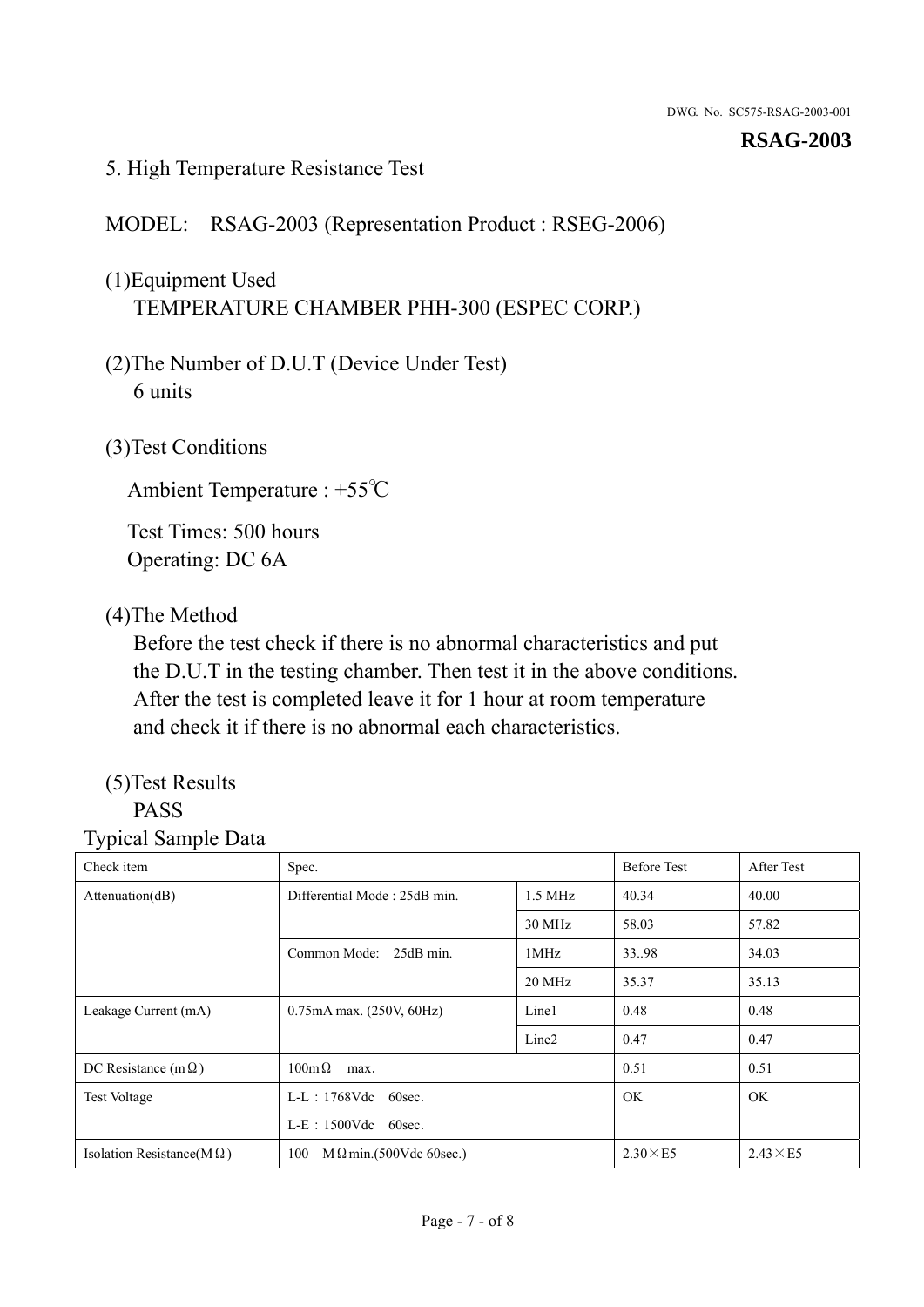## 5. High Temperature Resistance Test

MODEL:　RSAG-2003 (Representation Product : RSEG-2006)

(1)Equipment Used
TEMPERATURE CHAMBER PHH-300 (ESPEC CORP.)

(2)The Number of D.U.T (Device Under Test)
6 units

(3)Test Conditions

Ambient Temperature : +55℃

Test Times: 500 hours
Operating: DC 6A

(4)The Method
Before the test check if there is no abnormal characteristics and put the D.U.T in the testing chamber. Then test it in the above conditions. After the test is completed leave it for 1 hour at room temperature and check it if there is no abnormal each characteristics.

(5)Test Results
PASS

Typical Sample Data

| Check item | Spec. | | Before Test | After Test |
|---|---|---|---|---|
| Attenuation(dB) | Differential Mode : 25dB min. | 1.5 MHz | 40.34 | 40.00 |
| | | 30 MHz | 58.03 | 57.82 |
| | Common Mode:　25dB min. | 1MHz | 33..98 | 34.03 |
| | | 20 MHz | 35.37 | 35.13 |
| Leakage Current (mA) | 0.75mA max. (250V, 60Hz) | Line1 | 0.48 | 0.48 |
| | | Line2 | 0.47 | 0.47 |
| DC Resistance (mΩ) | 100mΩ　max. | | 0.51 | 0.51 |
| Test Voltage | L-L：1768Vdc　60sec.<br>L-E：1500Vdc　60sec. | | OK | OK |
| Isolation Resistance(MΩ) | 100　MΩmin.(500Vdc 60sec.) | | 2.30×E5 | 2.43×E5 |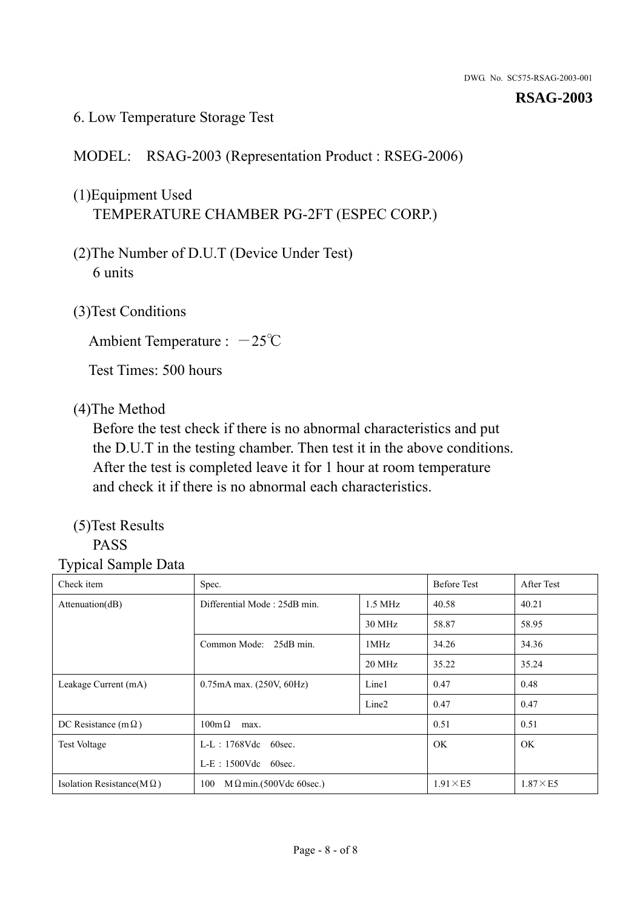DWG. No. SC575-RSAG-2003-001

**RSAG-2003**

## 6. Low Temperature Storage Test

MODEL:　RSAG-2003 (Representation Product : RSEG-2006)

(1)Equipment Used
TEMPERATURE CHAMBER PG-2FT (ESPEC CORP.)

(2)The Number of D.U.T (Device Under Test)
6 units

(3)Test Conditions

Ambient Temperature : －25℃

Test Times: 500 hours

(4)The Method
Before the test check if there is no abnormal characteristics and put the D.U.T in the testing chamber. Then test it in the above conditions. After the test is completed leave it for 1 hour at room temperature and check it if there is no abnormal each characteristics.

(5)Test Results
PASS

Typical Sample Data

| Check item | Spec. | | Before Test | After Test |
|---|---|---|---|---|
| Attenuation(dB) | Differential Mode : 25dB min. | 1.5 MHz | 40.58 | 40.21 |
| | | 30 MHz | 58.87 | 58.95 |
| | Common Mode:　25dB min. | 1MHz | 34.26 | 34.36 |
| | | 20 MHz | 35.22 | 35.24 |
| Leakage Current (mA) | 0.75mA max. (250V, 60Hz) | Line1 | 0.47 | 0.48 |
| | | Line2 | 0.47 | 0.47 |
| DC Resistance (mΩ) | 100mΩ　max. | | 0.51 | 0.51 |
| Test Voltage | L-L：1768Vdc　60sec.<br>L-E：1500Vdc　60sec. | | OK | OK |
| Isolation Resistance(MΩ) | 100　MΩmin.(500Vdc 60sec.) | | 1.91×E5 | 1.87×E5 |